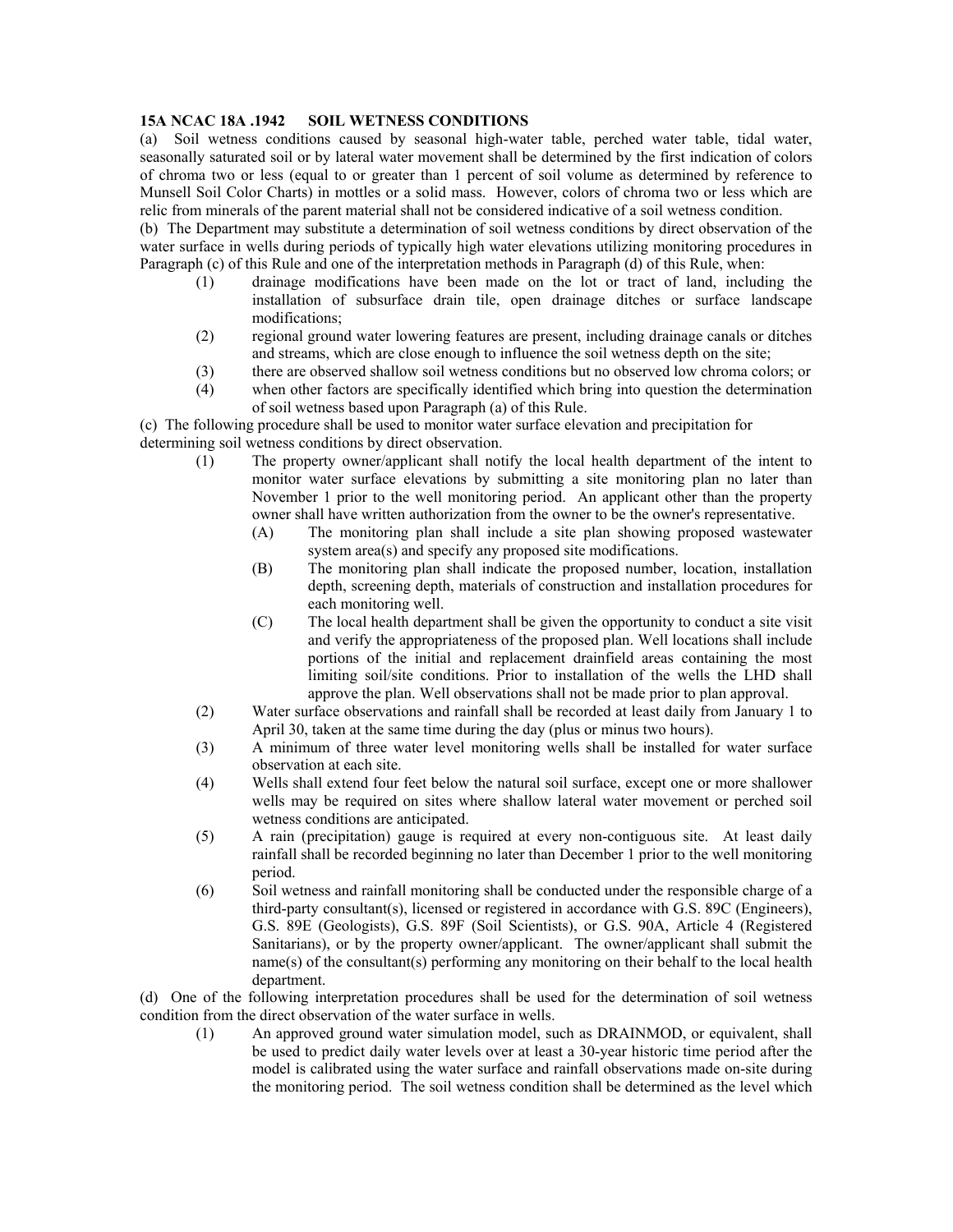**15A NCAC 18A .1942 SOIL WETNESS CONDITIONS**

(a) Soil wetness conditions caused by seasonal high-water table, perched water table, tidal water, seasonally saturated soil or by lateral water movement shall be determined by the first indication of colors of chroma two or less (equal to or greater than 1 percent of soil volume as determined by reference to Munsell Soil Color Charts) in mottles or a solid mass. However, colors of chroma two or less which are relic from minerals of the parent material shall not be considered indicative of a soil wetness condition.

(b) The Department may substitute a determination of soil wetness conditions by direct observation of the water surface in wells during periods of typically high water elevations utilizing monitoring procedures in Paragraph (c) of this Rule and one of the interpretation methods in Paragraph (d) of this Rule, when:

- (1) drainage modifications have been made on the lot or tract of land, including the installation of subsurface drain tile, open drainage ditches or surface landscape modifications;
- (2) regional ground water lowering features are present, including drainage canals or ditches and streams, which are close enough to influence the soil wetness depth on the site;
- (3) there are observed shallow soil wetness conditions but no observed low chroma colors; or
- (4) when other factors are specifically identified which bring into question the determination of soil wetness based upon Paragraph (a) of this Rule.

(c) The following procedure shall be used to monitor water surface elevation and precipitation for determining soil wetness conditions by direct observation.

- (1) The property owner/applicant shall notify the local health department of the intent to monitor water surface elevations by submitting a site monitoring plan no later than November 1 prior to the well monitoring period. An applicant other than the property owner shall have written authorization from the owner to be the owner's representative.
  - (A) The monitoring plan shall include a site plan showing proposed wastewater system area(s) and specify any proposed site modifications.
  - (B) The monitoring plan shall indicate the proposed number, location, installation depth, screening depth, materials of construction and installation procedures for each monitoring well.
  - (C) The local health department shall be given the opportunity to conduct a site visit and verify the appropriateness of the proposed plan. Well locations shall include portions of the initial and replacement drainfield areas containing the most limiting soil/site conditions. Prior to installation of the wells the LHD shall approve the plan. Well observations shall not be made prior to plan approval.
- (2) Water surface observations and rainfall shall be recorded at least daily from January 1 to April 30, taken at the same time during the day (plus or minus two hours).
- (3) A minimum of three water level monitoring wells shall be installed for water surface observation at each site.
- (4) Wells shall extend four feet below the natural soil surface, except one or more shallower wells may be required on sites where shallow lateral water movement or perched soil wetness conditions are anticipated.
- (5) A rain (precipitation) gauge is required at every non-contiguous site. At least daily rainfall shall be recorded beginning no later than December 1 prior to the well monitoring period.
- (6) Soil wetness and rainfall monitoring shall be conducted under the responsible charge of a third-party consultant(s), licensed or registered in accordance with G.S. 89C (Engineers), G.S. 89E (Geologists), G.S. 89F (Soil Scientists), or G.S. 90A, Article 4 (Registered Sanitarians), or by the property owner/applicant. The owner/applicant shall submit the name(s) of the consultant(s) performing any monitoring on their behalf to the local health department.

(d) One of the following interpretation procedures shall be used for the determination of soil wetness condition from the direct observation of the water surface in wells.

- (1) An approved ground water simulation model, such as DRAINMOD, or equivalent, shall be used to predict daily water levels over at least a 30-year historic time period after the model is calibrated using the water surface and rainfall observations made on-site during the monitoring period. The soil wetness condition shall be determined as the level which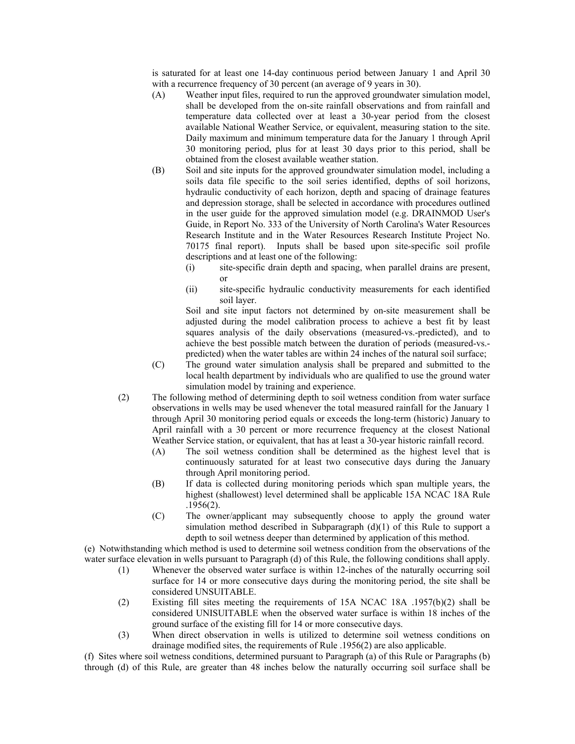is saturated for at least one 14-day continuous period between January 1 and April 30 with a recurrence frequency of 30 percent (an average of 9 years in 30).

(A) Weather input files, required to run the approved groundwater simulation model, shall be developed from the on-site rainfall observations and from rainfall and temperature data collected over at least a 30-year period from the closest available National Weather Service, or equivalent, measuring station to the site. Daily maximum and minimum temperature data for the January 1 through April 30 monitoring period, plus for at least 30 days prior to this period, shall be obtained from the closest available weather station.

(B) Soil and site inputs for the approved groundwater simulation model, including a soils data file specific to the soil series identified, depths of soil horizons, hydraulic conductivity of each horizon, depth and spacing of drainage features and depression storage, shall be selected in accordance with procedures outlined in the user guide for the approved simulation model (e.g. DRAINMOD User's Guide, in Report No. 333 of the University of North Carolina's Water Resources Research Institute and in the Water Resources Research Institute Project No. 70175 final report). Inputs shall be based upon site-specific soil profile descriptions and at least one of the following:

(i) site-specific drain depth and spacing, when parallel drains are present, or

(ii) site-specific hydraulic conductivity measurements for each identified soil layer.

Soil and site input factors not determined by on-site measurement shall be adjusted during the model calibration process to achieve a best fit by least squares analysis of the daily observations (measured-vs.-predicted), and to achieve the best possible match between the duration of periods (measured-vs.-predicted) when the water tables are within 24 inches of the natural soil surface;

(C) The ground water simulation analysis shall be prepared and submitted to the local health department by individuals who are qualified to use the ground water simulation model by training and experience.

(2) The following method of determining depth to soil wetness condition from water surface observations in wells may be used whenever the total measured rainfall for the January 1 through April 30 monitoring period equals or exceeds the long-term (historic) January to April rainfall with a 30 percent or more recurrence frequency at the closest National Weather Service station, or equivalent, that has at least a 30-year historic rainfall record.

(A) The soil wetness condition shall be determined as the highest level that is continuously saturated for at least two consecutive days during the January through April monitoring period.

(B) If data is collected during monitoring periods which span multiple years, the highest (shallowest) level determined shall be applicable 15A NCAC 18A Rule .1956(2).

(C) The owner/applicant may subsequently choose to apply the ground water simulation method described in Subparagraph (d)(1) of this Rule to support a depth to soil wetness deeper than determined by application of this method.

(e) Notwithstanding which method is used to determine soil wetness condition from the observations of the water surface elevation in wells pursuant to Paragraph (d) of this Rule, the following conditions shall apply.

(1) Whenever the observed water surface is within 12-inches of the naturally occurring soil surface for 14 or more consecutive days during the monitoring period, the site shall be considered UNSUITABLE.

(2) Existing fill sites meeting the requirements of 15A NCAC 18A .1957(b)(2) shall be considered UNISUITABLE when the observed water surface is within 18 inches of the ground surface of the existing fill for 14 or more consecutive days.

(3) When direct observation in wells is utilized to determine soil wetness conditions on drainage modified sites, the requirements of Rule .1956(2) are also applicable.

(f) Sites where soil wetness conditions, determined pursuant to Paragraph (a) of this Rule or Paragraphs (b) through (d) of this Rule, are greater than 48 inches below the naturally occurring soil surface shall be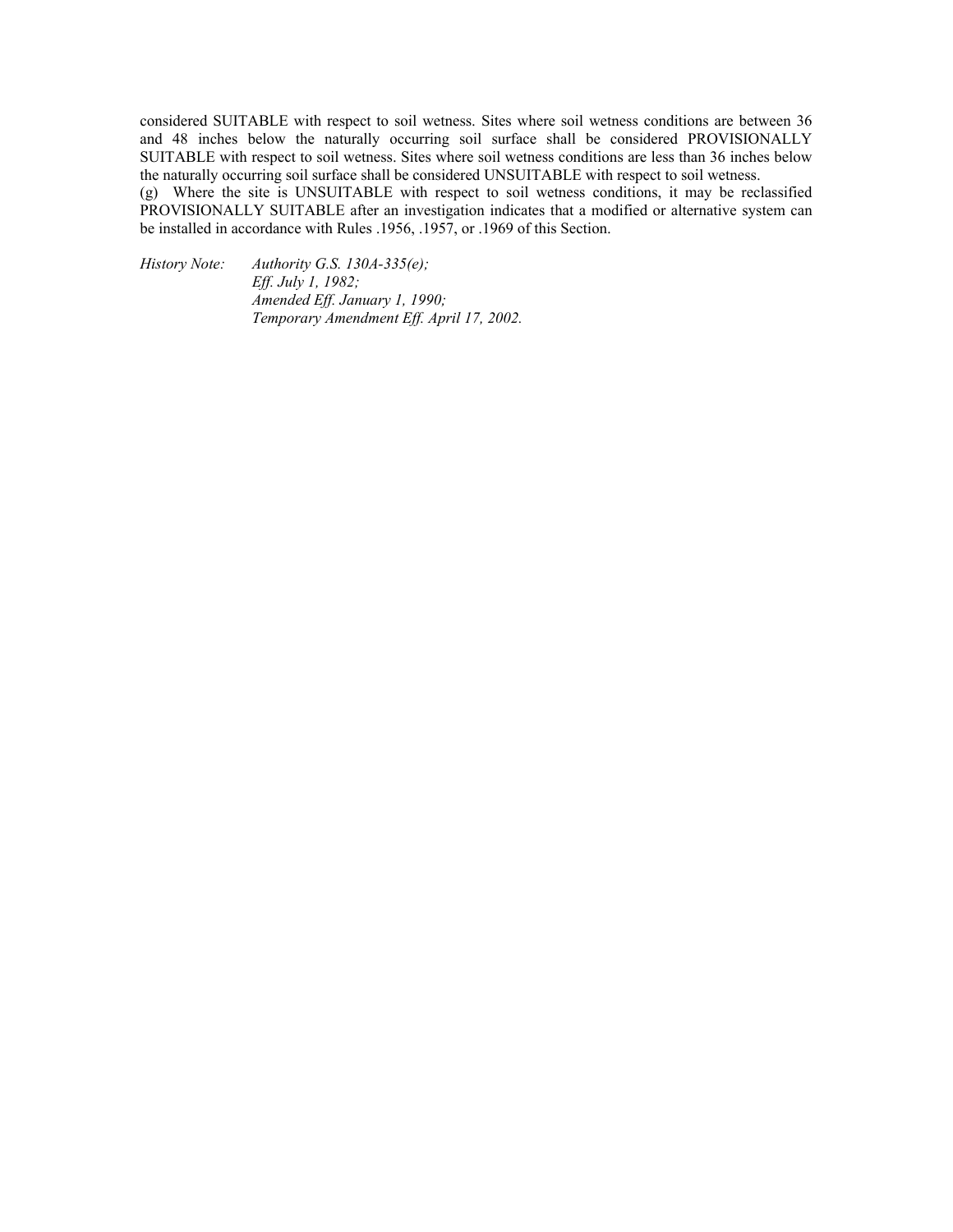considered SUITABLE with respect to soil wetness. Sites where soil wetness conditions are between 36 and 48 inches below the naturally occurring soil surface shall be considered PROVISIONALLY SUITABLE with respect to soil wetness. Sites where soil wetness conditions are less than 36 inches below the naturally occurring soil surface shall be considered UNSUITABLE with respect to soil wetness.

(g) Where the site is UNSUITABLE with respect to soil wetness conditions, it may be reclassified PROVISIONALLY SUITABLE after an investigation indicates that a modified or alternative system can be installed in accordance with Rules .1956, .1957, or .1969 of this Section.

*History Note: Authority G.S. 130A-335(e);*
*Eff. July 1, 1982;*
*Amended Eff. January 1, 1990;*
*Temporary Amendment Eff. April 17, 2002.*